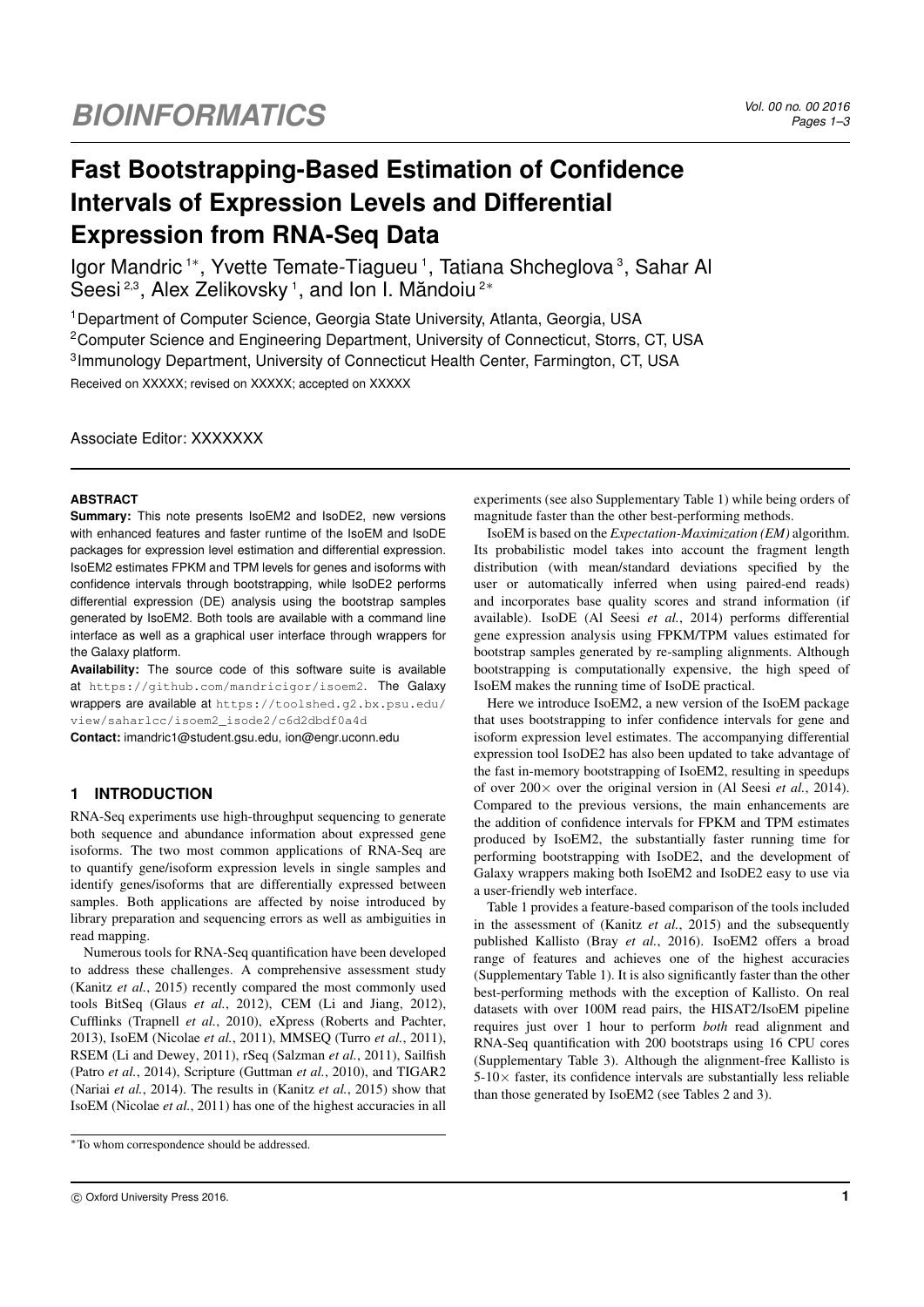# Fast Bootstrapping-Based Estimation of Confidence Intervals of Expression Levels and Differential Expression from RNA-Seq Data

Igor Mandric[1]*, Yvette Temate-Tiagueu[1], Tatiana Shcheglova[3], Sahar Al Seesi[2,3], Alex Zelikovsky[1], and Ion I. Măndoiu[2]*

[1]Department of Computer Science, Georgia State University, Atlanta, Georgia, USA
[2]Computer Science and Engineering Department, University of Connecticut, Storrs, CT, USA
[3]Immunology Department, University of Connecticut Health Center, Farmington, CT, USA

Received on XXXXX; revised on XXXXX; accepted on XXXXX

Associate Editor: XXXXXXX

## ABSTRACT

**Summary:** This note presents IsoEM2 and IsoDE2, new versions with enhanced features and faster runtime of the IsoEM and IsoDE packages for expression level estimation and differential expression. IsoEM2 estimates FPKM and TPM levels for genes and isoforms with confidence intervals through bootstrapping, while IsoDE2 performs differential expression (DE) analysis using the bootstrap samples generated by IsoEM2. Both tools are available with a command line interface as well as a graphical user interface through wrappers for the Galaxy platform.

**Availability:** The source code of this software suite is available at https://github.com/mandricigor/isoem2. The Galaxy wrappers are available at https://toolshed.g2.bx.psu.edu/view/saharlcc/isoem2_isode2/c6d2dbdf0a4d

**Contact:** imandric1@student.gsu.edu, ion@engr.uconn.edu

## 1 INTRODUCTION

RNA-Seq experiments use high-throughput sequencing to generate both sequence and abundance information about expressed gene isoforms. The two most common applications of RNA-Seq are to quantify gene/isoform expression levels in single samples and identify genes/isoforms that are differentially expressed between samples. Both applications are affected by noise introduced by library preparation and sequencing errors as well as ambiguities in read mapping.

Numerous tools for RNA-Seq quantification have been developed to address these challenges. A comprehensive assessment study (Kanitz *et al.*, 2015) recently compared the most commonly used tools BitSeq (Glaus *et al.*, 2012), CEM (Li and Jiang, 2012), Cufflinks (Trapnell *et al.*, 2010), eXpress (Roberts and Pachter, 2013), IsoEM (Nicolae *et al.*, 2011), MMSEQ (Turro *et al.*, 2011), RSEM (Li and Dewey, 2011), rSeq (Salzman *et al.*, 2011), Sailfish (Patro *et al.*, 2014), Scripture (Guttman *et al.*, 2010), and TIGAR2 (Nariai *et al.*, 2014). The results in (Kanitz *et al.*, 2015) show that IsoEM (Nicolae *et al.*, 2011) has one of the highest accuracies in all experiments (see also Supplementary Table 1) while being orders of magnitude faster than the other best-performing methods.

IsoEM is based on the *Expectation-Maximization (EM)* algorithm. Its probabilistic model takes into account the fragment length distribution (with mean/standard deviations specified by the user or automatically inferred when using paired-end reads) and incorporates base quality scores and strand information (if available). IsoDE (Al Seesi *et al.*, 2014) performs differential gene expression analysis using FPKM/TPM values estimated for bootstrap samples generated by re-sampling alignments. Although bootstrapping is computationally expensive, the high speed of IsoEM makes the running time of IsoDE practical.

Here we introduce IsoEM2, a new version of the IsoEM package that uses bootstrapping to infer confidence intervals for gene and isoform expression level estimates. The accompanying differential expression tool IsoDE2 has also been updated to take advantage of the fast in-memory bootstrapping of IsoEM2, resulting in speedups of over 200× over the original version in (Al Seesi *et al.*, 2014). Compared to the previous versions, the main enhancements are the addition of confidence intervals for FPKM and TPM estimates produced by IsoEM2, the substantially faster running time for performing bootstrapping with IsoDE2, and the development of Galaxy wrappers making both IsoEM2 and IsoDE2 easy to use via a user-friendly web interface.

Table 1 provides a feature-based comparison of the tools included in the assessment of (Kanitz *et al.*, 2015) and the subsequently published Kallisto (Bray *et al.*, 2016). IsoEM2 offers a broad range of features and achieves one of the highest accuracies (Supplementary Table 1). It is also significantly faster than the other best-performing methods with the exception of Kallisto. On real datasets with over 100M read pairs, the HISAT2/IsoEM pipeline requires just over 1 hour to perform *both* read alignment and RNA-Seq quantification with 200 bootstraps using 16 CPU cores (Supplementary Table 3). Although the alignment-free Kallisto is 5-10× faster, its confidence intervals are substantially less reliable than those generated by IsoEM2 (see Tables 2 and 3).

*To whom correspondence should be addressed.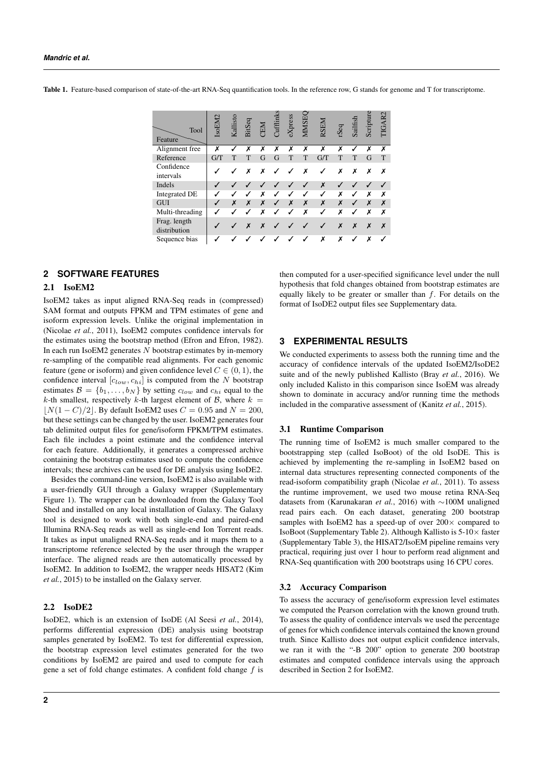**Table 1.** Feature-based comparison of state-of-the-art RNA-Seq quantification tools. In the reference row, G stands for genome and T for transcriptome.

| Feature \ Tool | IsoEM2 | Kallisto | BitSeq | CEM | Cufflinks | eXpress | MMSEQ | RSEM | rSeq | Sailfish | Scripture | TIGAR2 |
|---|---|---|---|---|---|---|---|---|---|---|---|---|
| Alignment free | ✗ | ✓ | ✗ | ✗ | ✗ | ✗ | ✗ | ✗ | ✗ | ✓ | ✗ | ✗ |
| Reference | G/T | T | T | G | G | T | T | G/T | T | T | G | T |
| Confidence intervals | ✓ | ✓ | ✗ | ✗ | ✓ | ✓ | ✗ | ✓ | ✗ | ✗ | ✗ | ✗ |
| Indels | ✓ | ✓ | ✓ | ✓ | ✓ | ✓ | ✓ | ✗ | ✓ | ✓ | ✓ | ✓ |
| Integrated DE | ✓ | ✓ | ✓ | ✗ | ✓ | ✓ | ✓ | ✓ | ✗ | ✓ | ✗ | ✗ |
| GUI | ✓ | ✗ | ✗ | ✗ | ✓ | ✗ | ✗ | ✗ | ✗ | ✓ | ✗ | ✗ |
| Multi-threading | ✓ | ✓ | ✓ | ✗ | ✓ | ✓ | ✗ | ✓ | ✗ | ✓ | ✗ | ✗ |
| Frag. length distribution | ✓ | ✓ | ✗ | ✗ | ✓ | ✓ | ✓ | ✓ | ✗ | ✗ | ✗ | ✗ |
| Sequence bias | ✓ | ✓ | ✓ | ✓ | ✓ | ✓ | ✓ | ✗ | ✗ | ✓ | ✗ | ✓ |

## 2 SOFTWARE FEATURES

### 2.1 IsoEM2

IsoEM2 takes as input aligned RNA-Seq reads in (compressed) SAM format and outputs FPKM and TPM estimates of gene and isoform expression levels. Unlike the original implementation in (Nicolae *et al.*, 2011), IsoEM2 computes confidence intervals for the estimates using the bootstrap method (Efron and Efron, 1982). In each run IsoEM2 generates $N$ bootstrap estimates by in-memory re-sampling of the compatible read alignments. For each genomic feature (gene or isoform) and given confidence level $C \in (0, 1)$, the confidence interval $[c_{low}, c_{hi}]$ is computed from the $N$ bootstrap estimates $\mathcal{B} = \{b_1, \ldots, b_N\}$ by setting $c_{low}$ and $c_{hi}$ equal to the $k$-th smallest, respectively $k$-th largest element of $\mathcal{B}$, where $k = \lfloor N(1 - C)/2 \rfloor$. By default IsoEM2 uses $C = 0.95$ and $N = 200$, but these settings can be changed by the user. IsoEM2 generates four tab delimited output files for gene/isoform FPKM/TPM estimates. Each file includes a point estimate and the confidence interval for each feature. Additionally, it generates a compressed archive containing the bootstrap estimates used to compute the confidence intervals; these archives can be used for DE analysis using IsoDE2.

Besides the command-line version, IsoEM2 is also available with a user-friendly GUI through a Galaxy wrapper (Supplementary Figure 1). The wrapper can be downloaded from the Galaxy Tool Shed and installed on any local installation of Galaxy. The Galaxy tool is designed to work with both single-end and paired-end Illumina RNA-Seq reads as well as single-end Ion Torrent reads. It takes as input unaligned RNA-Seq reads and it maps them to a transcriptome reference selected by the user through the wrapper interface. The aligned reads are then automatically processed by IsoEM2. In addition to IsoEM2, the wrapper needs HISAT2 (Kim *et al.*, 2015) to be installed on the Galaxy server.

### 2.2 IsoDE2

IsoDE2, which is an extension of IsoDE (Al Seesi *et al.*, 2014), performs differential expression (DE) analysis using bootstrap samples generated by IsoEM2. To test for differential expression, the bootstrap expression level estimates generated for the two conditions by IsoEM2 are paired and used to compute for each gene a set of fold change estimates. A confident fold change $f$ is then computed for a user-specified significance level under the null hypothesis that fold changes obtained from bootstrap estimates are equally likely to be greater or smaller than $f$. For details on the format of IsoDE2 output files see Supplementary data.

## 3 EXPERIMENTAL RESULTS

We conducted experiments to assess both the running time and the accuracy of confidence intervals of the updated IsoEM2/IsoDE2 suite and of the newly published Kallisto (Bray *et al.*, 2016). We only included Kalisto in this comparison since IsoEM was already shown to dominate in accuracy and/or running time the methods included in the comparative assessment of (Kanitz *et al.*, 2015).

### 3.1 Runtime Comparison

The running time of IsoEM2 is much smaller compared to the bootstrapping step (called IsoBoot) of the old IsoDE. This is achieved by implementing the re-sampling in IsoEM2 based on internal data structures representing connected components of the read-isoform compatibility graph (Nicolae *et al.*, 2011). To assess the runtime improvement, we used two mouse retina RNA-Seq datasets from (Karunakaran *et al.*, 2016) with ∼100M unaligned read pairs each. On each dataset, generating 200 bootstrap samples with IsoEM2 has a speed-up of over 200× compared to IsoBoot (Supplementary Table 2). Although Kallisto is 5-10× faster (Supplementary Table 3), the HISAT2/IsoEM pipeline remains very practical, requiring just over 1 hour to perform read alignment and RNA-Seq quantification with 200 bootstraps using 16 CPU cores.

### 3.2 Accuracy Comparison

To assess the accuracy of gene/isoform expression level estimates we computed the Pearson correlation with the known ground truth. To assess the quality of confidence intervals we used the percentage of genes for which confidence intervals contained the known ground truth. Since Kallisto does not output explicit confidence intervals, we ran it with the "-B 200" option to generate 200 bootstrap estimates and computed confidence intervals using the approach described in Section 2 for IsoEM2.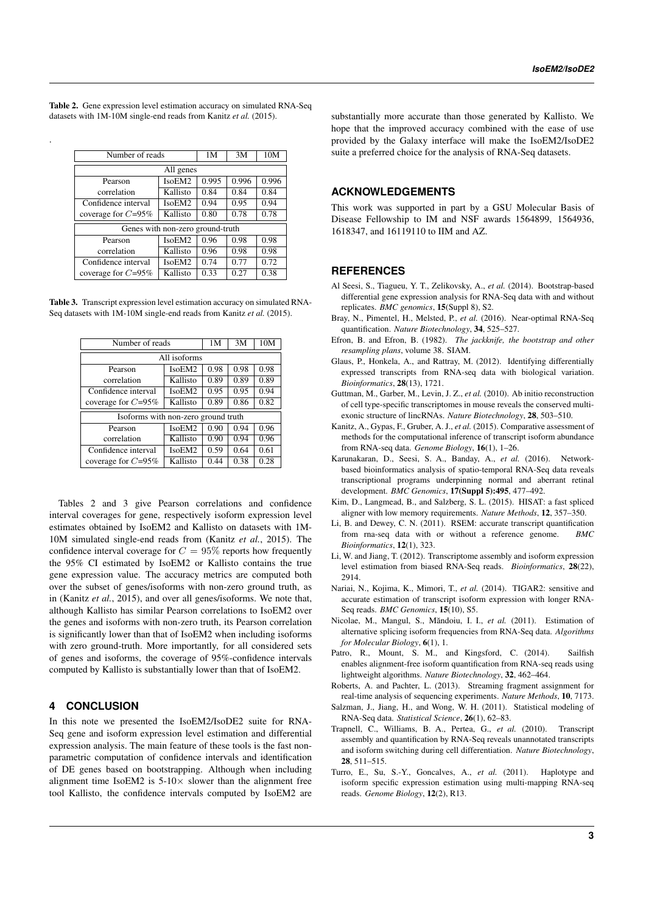**Table 2.** Gene expression level estimation accuracy on simulated RNA-Seq datasets with 1M-10M single-end reads from Kanitz *et al.* (2015).

| Number of reads | | 1M | 3M | 10M |
|---|---|---|---|---|
| All genes | | | | |
| Pearson correlation | IsoEM2 | 0.995 | 0.996 | 0.996 |
| | Kallisto | 0.84 | 0.84 | 0.84 |
| Confidence interval coverage for $C$=95% | IsoEM2 | 0.94 | 0.95 | 0.94 |
| | Kallisto | 0.80 | 0.78 | 0.78 |
| Genes with non-zero ground-truth | | | | |
| Pearson correlation | IsoEM2 | 0.96 | 0.98 | 0.98 |
| | Kallisto | 0.96 | 0.98 | 0.98 |
| Confidence interval coverage for $C$=95% | IsoEM2 | 0.74 | 0.77 | 0.72 |
| | Kallisto | 0.33 | 0.27 | 0.38 |

**Table 3.** Transcript expression level estimation accuracy on simulated RNA-Seq datasets with 1M-10M single-end reads from Kanitz *et al.* (2015).

| Number of reads | | 1M | 3M | 10M |
|---|---|---|---|---|
| All isoforms | | | | |
| Pearson correlation | IsoEM2 | 0.98 | 0.98 | 0.98 |
| | Kallisto | 0.89 | 0.89 | 0.89 |
| Confidence interval coverage for $C$=95% | IsoEM2 | 0.95 | 0.95 | 0.94 |
| | Kallisto | 0.89 | 0.86 | 0.82 |
| Isoforms with non-zero ground truth | | | | |
| Pearson correlation | IsoEM2 | 0.90 | 0.94 | 0.96 |
| | Kallisto | 0.90 | 0.94 | 0.96 |
| Confidence interval coverage for $C$=95% | IsoEM2 | 0.59 | 0.64 | 0.61 |
| | Kallisto | 0.44 | 0.38 | 0.28 |

Tables 2 and 3 give Pearson correlations and confidence interval coverages for gene, respectively isoform expression level estimates obtained by IsoEM2 and Kallisto on datasets with 1M-10M simulated single-end reads from (Kanitz *et al.*, 2015). The confidence interval coverage for $C = 95\%$ reports how frequently the 95% CI estimated by IsoEM2 or Kallisto contains the true gene expression value. The accuracy metrics are computed both over the subset of genes/isoforms with non-zero ground truth, as in (Kanitz *et al.*, 2015), and over all genes/isoforms. We note that, although Kallisto has similar Pearson correlations to IsoEM2 over the genes and isoforms with non-zero truth, its Pearson correlation is significantly lower than that of IsoEM2 when including isoforms with zero ground-truth. More importantly, for all considered sets of genes and isoforms, the coverage of 95%-confidence intervals computed by Kallisto is substantially lower than that of IsoEM2.

## 4 CONCLUSION

In this note we presented the IsoEM2/IsoDE2 suite for RNA-Seq gene and isoform expression level estimation and differential expression analysis. The main feature of these tools is the fast non-parametric computation of confidence intervals and identification of DE genes based on bootstrapping. Although when including alignment time IsoEM2 is 5-10× slower than the alignment free tool Kallisto, the confidence intervals computed by IsoEM2 are substantially more accurate than those generated by Kallisto. We hope that the improved accuracy combined with the ease of use provided by the Galaxy interface will make the IsoEM2/IsoDE2 suite a preferred choice for the analysis of RNA-Seq datasets.

## ACKNOWLEDGEMENTS

This work was supported in part by a GSU Molecular Basis of Disease Fellowship to IM and NSF awards 1564899, 1564936, 1618347, and 16119110 to IIM and AZ.

## REFERENCES

Al Seesi, S., Tiagueu, Y. T., Zelikovsky, A., *et al.* (2014). Bootstrap-based differential gene expression analysis for RNA-Seq data with and without replicates. *BMC genomics*, **15**(Suppl 8), S2.

Bray, N., Pimentel, H., Melsted, P., *et al.* (2016). Near-optimal RNA-Seq quantification. *Nature Biotechnology*, **34**, 525–527.

Efron, B. and Efron, B. (1982). *The jackknife, the bootstrap and other resampling plans*, volume 38. SIAM.

Glaus, P., Honkela, A., and Rattray, M. (2012). Identifying differentially expressed transcripts from RNA-seq data with biological variation. *Bioinformatics*, **28**(13), 1721.

Guttman, M., Garber, M., Levin, J. Z., *et al.* (2010). Ab initio reconstruction of cell type-specific transcriptomes in mouse reveals the conserved multi-exonic structure of lincRNAs. *Nature Biotechnology*, **28**, 503–510.

Kanitz, A., Gypas, F., Gruber, A. J., *et al.* (2015). Comparative assessment of methods for the computational inference of transcript isoform abundance from RNA-seq data. *Genome Biology*, **16**(1), 1–26.

Karunakaran, D., Seesi, S. A., Banday, A., *et al.* (2016). Network-based bioinformatics analysis of spatio-temporal RNA-Seq data reveals transcriptional programs underpinning normal and aberrant retinal development. *BMC Genomics*, **17(Suppl 5):495**, 477–492.

Kim, D., Langmead, B., and Salzberg, S. L. (2015). HISAT: a fast spliced aligner with low memory requirements. *Nature Methods*, **12**, 357–350.

Li, B. and Dewey, C. N. (2011). RSEM: accurate transcript quantification from rna-seq data with or without a reference genome. *BMC Bioinformatics*, **12**(1), 323.

Li, W. and Jiang, T. (2012). Transcriptome assembly and isoform expression level estimation from biased RNA-Seq reads. *Bioinformatics*, **28**(22), 2914.

Nariai, N., Kojima, K., Mimori, T., *et al.* (2014). TIGAR2: sensitive and accurate estimation of transcript isoform expression with longer RNA-Seq reads. *BMC Genomics*, **15**(10), S5.

Nicolae, M., Mangul, S., Măndoiu, I. I., *et al.* (2011). Estimation of alternative splicing isoform frequencies from RNA-Seq data. *Algorithms for Molecular Biology*, **6**(1), 1.

Patro, R., Mount, S. M., and Kingsford, C. (2014). Sailfish enables alignment-free isoform quantification from RNA-seq reads using lightweight algorithms. *Nature Biotechnology*, **32**, 462–464.

Roberts, A. and Pachter, L. (2013). Streaming fragment assignment for real-time analysis of sequencing experiments. *Nature Methods*, **10**, 7173.

Salzman, J., Jiang, H., and Wong, W. H. (2011). Statistical modeling of RNA-Seq data. *Statistical Science*, **26**(1), 62–83.

Trapnell, C., Williams, B. A., Pertea, G., *et al.* (2010). Transcript assembly and quantification by RNA-Seq reveals unannotated transcripts and isoform switching during cell differentiation. *Nature Biotechnology*, **28**, 511–515.

Turro, E., Su, S.-Y., Goncalves, A., *et al.* (2011). Haplotype and isoform specific expression estimation using multi-mapping RNA-seq reads. *Genome Biology*, **12**(2), R13.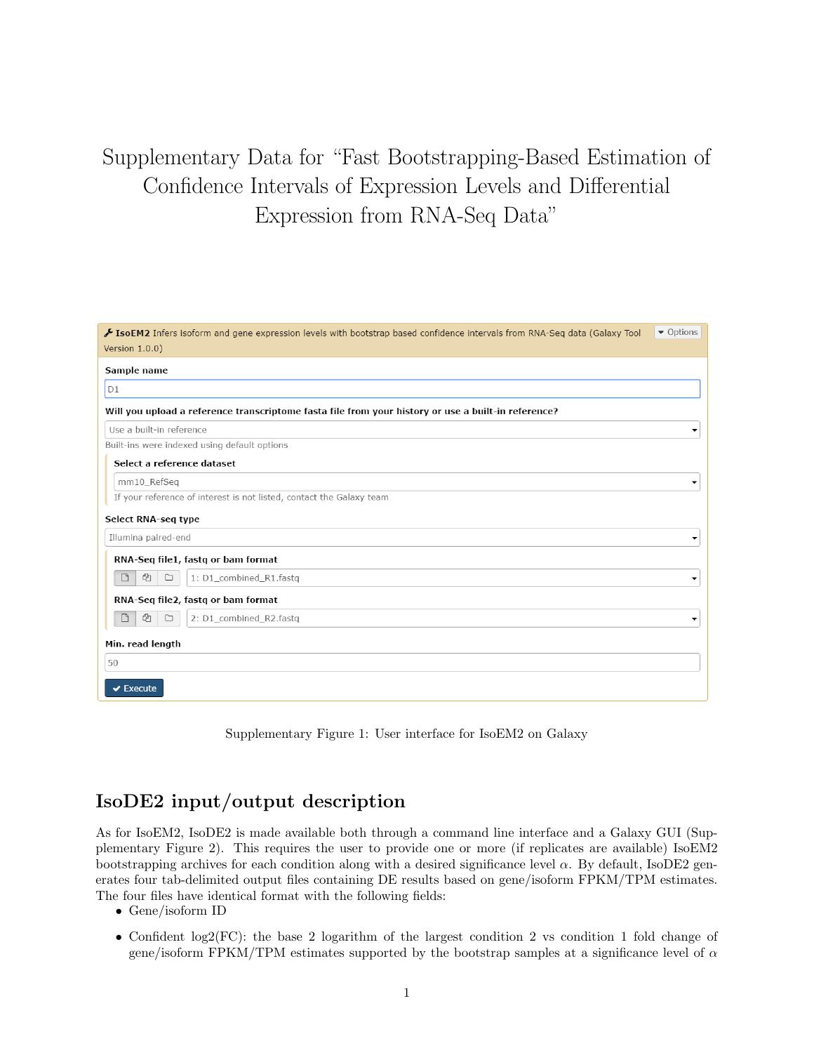# Supplementary Data for "Fast Bootstrapping-Based Estimation of Confidence Intervals of Expression Levels and Differential Expression from RNA-Seq Data"

**IsoEM2** Infers isoform and gene expression levels with bootstrap based confidence intervals from RNA-Seq data (Galaxy Tool Version 1.0.0)

**Sample name**

D1

**Will you upload a reference transcriptome fasta file from your history or use a built-in reference?**

Use a built-in reference

Built-ins were indexed using default options

**Select a reference dataset**

mm10_RefSeq

If your reference of interest is not listed, contact the Galaxy team

**Select RNA-seq type**

Illumina paired-end

**RNA-Seq file1, fastq or bam format**

1: D1_combined_R1.fastq

**RNA-Seq file2, fastq or bam format**

2: D1_combined_R2.fastq

**Min. read length**

50

Execute

Supplementary Figure 1: User interface for IsoEM2 on Galaxy

## IsoDE2 input/output description

As for IsoEM2, IsoDE2 is made available both through a command line interface and a Galaxy GUI (Supplementary Figure 2). This requires the user to provide one or more (if replicates are available) IsoEM2 bootstrapping archives for each condition along with a desired significance level $\alpha$. By default, IsoDE2 generates four tab-delimited output files containing DE results based on gene/isoform FPKM/TPM estimates. The four files have identical format with the following fields:

- Gene/isoform ID
- Confident log2(FC): the base 2 logarithm of the largest condition 2 vs condition 1 fold change of gene/isoform FPKM/TPM estimates supported by the bootstrap samples at a significance level of $\alpha$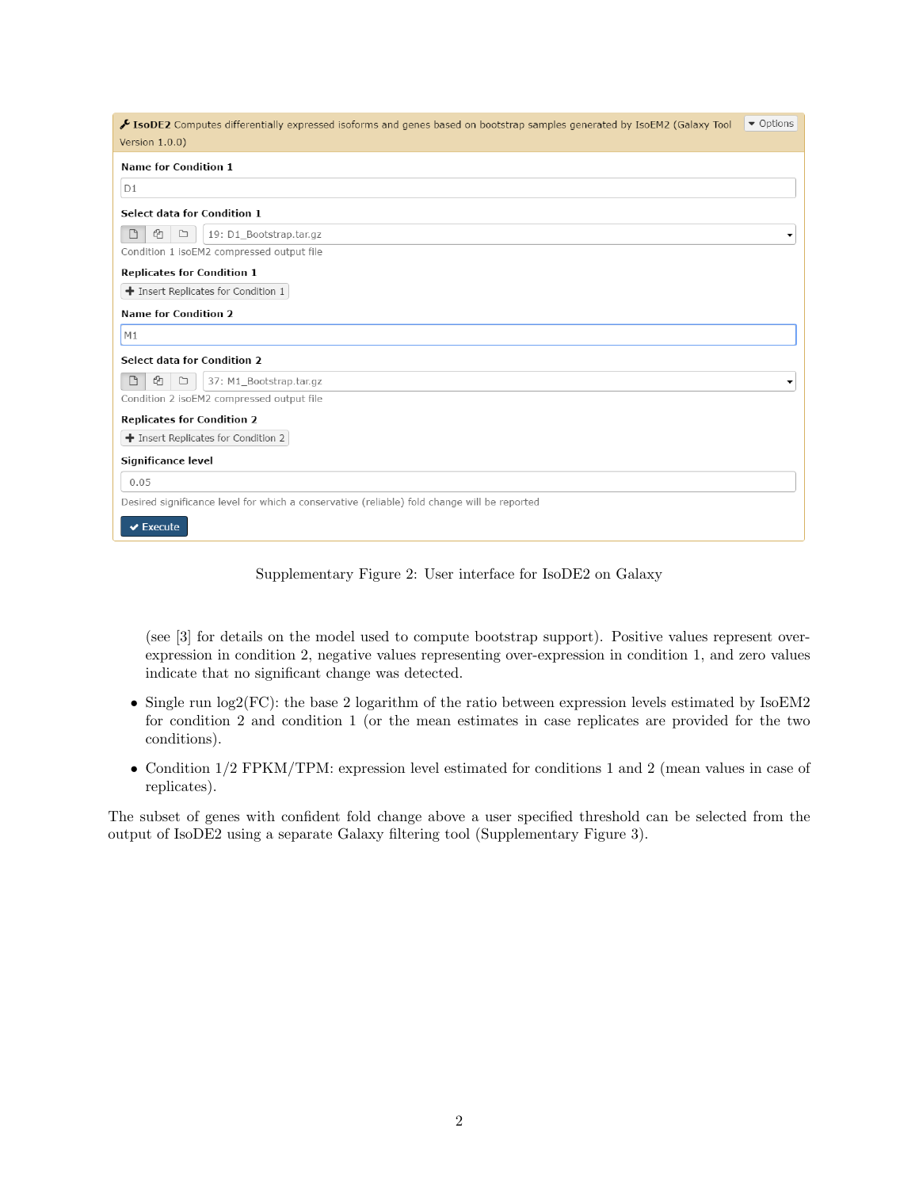IsoDE2 Computes differentially expressed isoforms and genes based on bootstrap samples generated by IsoEM2 (Galaxy Tool Version 1.0.0)

**Name for Condition 1**

D1

**Select data for Condition 1**

19: D1_Bootstrap.tar.gz

Condition 1 isoEM2 compressed output file

**Replicates for Condition 1**

+ Insert Replicates for Condition 1

**Name for Condition 2**

M1

**Select data for Condition 2**

37: M1_Bootstrap.tar.gz

Condition 2 isoEM2 compressed output file

**Replicates for Condition 2**

+ Insert Replicates for Condition 2

**Significance level**

0.05

Desired significance level for which a conservative (reliable) fold change will be reported

Execute

Supplementary Figure 2: User interface for IsoDE2 on Galaxy

(see [3] for details on the model used to compute bootstrap support). Positive values represent over-expression in condition 2, negative values representing over-expression in condition 1, and zero values indicate that no significant change was detected.

- Single run log2(FC): the base 2 logarithm of the ratio between expression levels estimated by IsoEM2 for condition 2 and condition 1 (or the mean estimates in case replicates are provided for the two conditions).
- Condition 1/2 FPKM/TPM: expression level estimated for conditions 1 and 2 (mean values in case of replicates).

The subset of genes with confident fold change above a user specified threshold can be selected from the output of IsoDE2 using a separate Galaxy filtering tool (Supplementary Figure 3).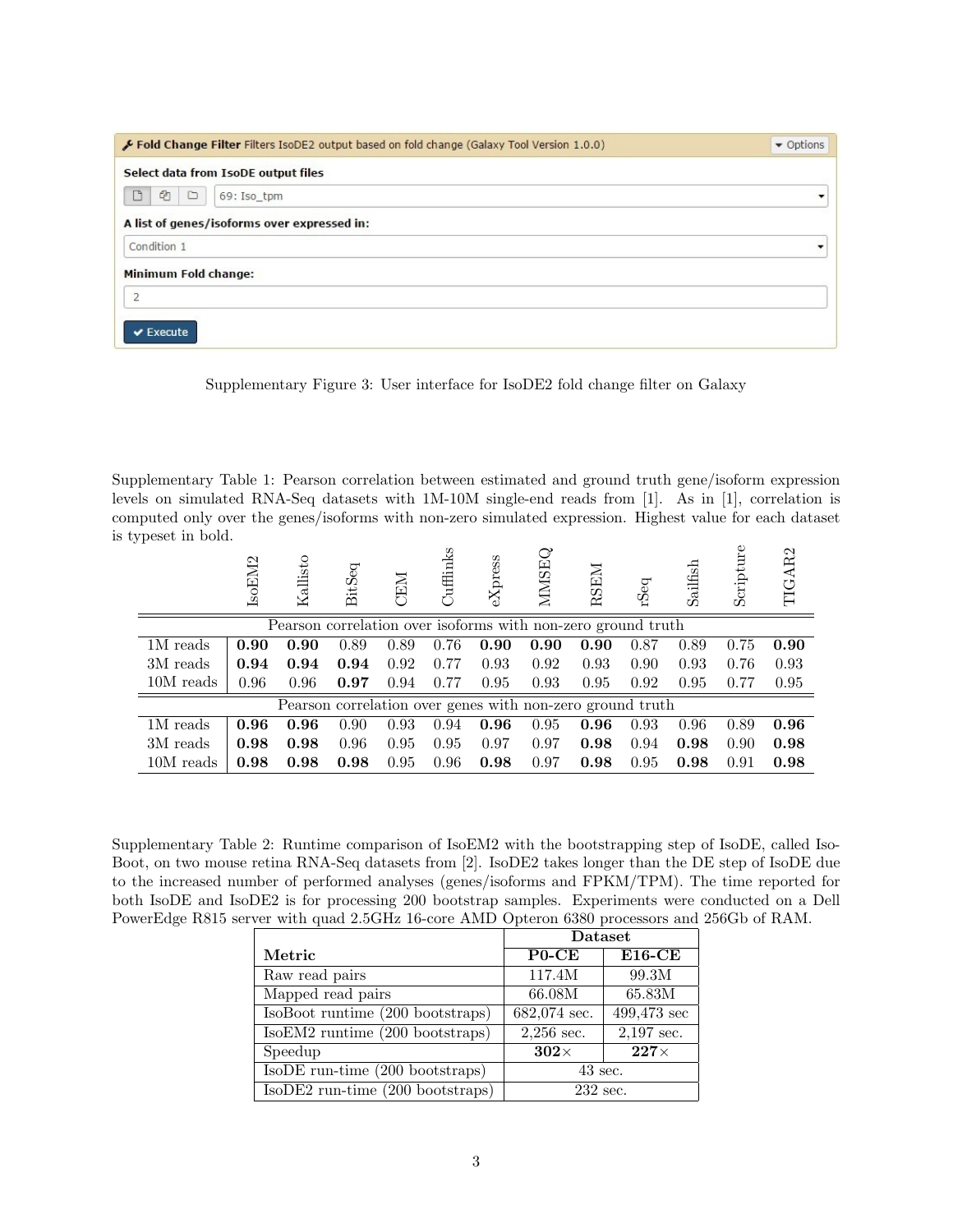Fold Change Filter Filters IsoDE2 output based on fold change (Galaxy Tool Version 1.0.0)

Select data from IsoDE output files

69: Iso_tpm

A list of genes/isoforms over expressed in:

Condition 1

Minimum Fold change:

2

Execute

Supplementary Figure 3: User interface for IsoDE2 fold change filter on Galaxy

Supplementary Table 1: Pearson correlation between estimated and ground truth gene/isoform expression levels on simulated RNA-Seq datasets with 1M-10M single-end reads from [1]. As in [1], correlation is computed only over the genes/isoforms with non-zero simulated expression. Highest value for each dataset is typeset in bold.

| | IsoEM2 | Kallisto | BitSeq | CEM | Cufflinks | eXpress | MMSEQ | RSEM | rSeq | Sailfish | Scripture | TIGAR2 |
|---|---|---|---|---|---|---|---|---|---|---|---|---|
| Pearson correlation over isoforms with non-zero ground truth | | | | | | | | | | | | |
| 1M reads | **0.90** | **0.90** | 0.89 | 0.89 | 0.76 | **0.90** | **0.90** | **0.90** | 0.87 | 0.89 | 0.75 | **0.90** |
| 3M reads | **0.94** | **0.94** | **0.94** | 0.92 | 0.77 | 0.93 | 0.92 | 0.93 | 0.90 | 0.93 | 0.76 | 0.93 |
| 10M reads | 0.96 | 0.96 | **0.97** | 0.94 | 0.77 | 0.95 | 0.93 | 0.95 | 0.92 | 0.95 | 0.77 | 0.95 |
| Pearson correlation over genes with non-zero ground truth | | | | | | | | | | | | |
| 1M reads | **0.96** | **0.96** | 0.90 | 0.93 | 0.94 | **0.96** | 0.95 | **0.96** | 0.93 | 0.96 | 0.89 | **0.96** |
| 3M reads | **0.98** | **0.98** | 0.96 | 0.95 | 0.95 | 0.97 | 0.97 | **0.98** | 0.94 | **0.98** | 0.90 | **0.98** |
| 10M reads | **0.98** | **0.98** | **0.98** | 0.95 | 0.96 | **0.98** | 0.97 | **0.98** | 0.95 | **0.98** | 0.91 | **0.98** |

Supplementary Table 2: Runtime comparison of IsoEM2 with the bootstrapping step of IsoDE, called IsoBoot, on two mouse retina RNA-Seq datasets from [2]. IsoDE2 takes longer than the DE step of IsoDE due to the increased number of performed analyses (genes/isoforms and FPKM/TPM). The time reported for both IsoDE and IsoDE2 is for processing 200 bootstrap samples. Experiments were conducted on a Dell PowerEdge R815 server with quad 2.5GHz 16-core AMD Opteron 6380 processors and 256Gb of RAM.

| | **Dataset** | |
|---|---|---|
| **Metric** | **P0-CE** | **E16-CE** |
| Raw read pairs | 117.4M | 99.3M |
| Mapped read pairs | 66.08M | 65.83M |
| IsoBoot runtime (200 bootstraps) | 682,074 sec. | 499,473 sec |
| IsoEM2 runtime (200 bootstraps) | 2,256 sec. | 2,197 sec. |
| Speedup | **302**× | **227**× |
| IsoDE run-time (200 bootstraps) | 43 sec. | |
| IsoDE2 run-time (200 bootstraps) | 232 sec. | |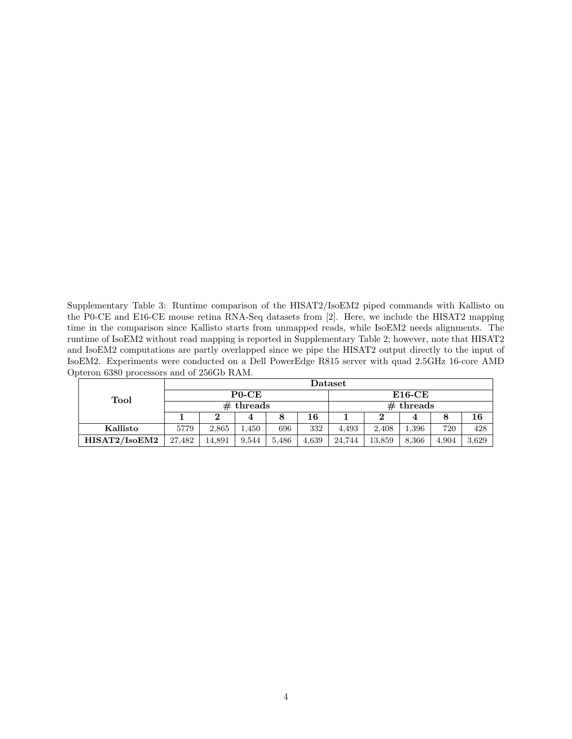Supplementary Table 3: Runtime comparison of the HISAT2/IsoEM2 piped commands with Kallisto on the P0-CE and E16-CE mouse retina RNA-Seq datasets from [2]. Here, we include the HISAT2 mapping time in the comparison since Kallisto starts from unmapped reads, while IsoEM2 needs alignments. The runtime of IsoEM2 without read mapping is reported in Supplementary Table 2; however, note that HISAT2 and IsoEM2 computations are partly overlapped since we pipe the HISAT2 output directly to the input of IsoEM2. Experiments were conducted on a Dell PowerEdge R815 server with quad 2.5GHz 16-core AMD Opteron 6380 processors and of 256Gb RAM.

| **Tool** | **Dataset** | | | | | | | | | |
|---|---|---|---|---|---|---|---|---|---|---|
| | **P0-CE** | | | | | **E16-CE** | | | | |
| | **# threads** | | | | | **# threads** | | | | |
| | **1** | **2** | **4** | **8** | **16** | **1** | **2** | **4** | **8** | **16** |
| **Kallisto** | 5779 | 2,865 | 1,450 | 696 | 332 | 4,493 | 2,408 | 1,396 | 720 | 428 |
| **HISAT2/IsoEM2** | 27,482 | 14,891 | 9,544 | 5,486 | 4,639 | 24,744 | 13,859 | 8,366 | 4,904 | 3,629 |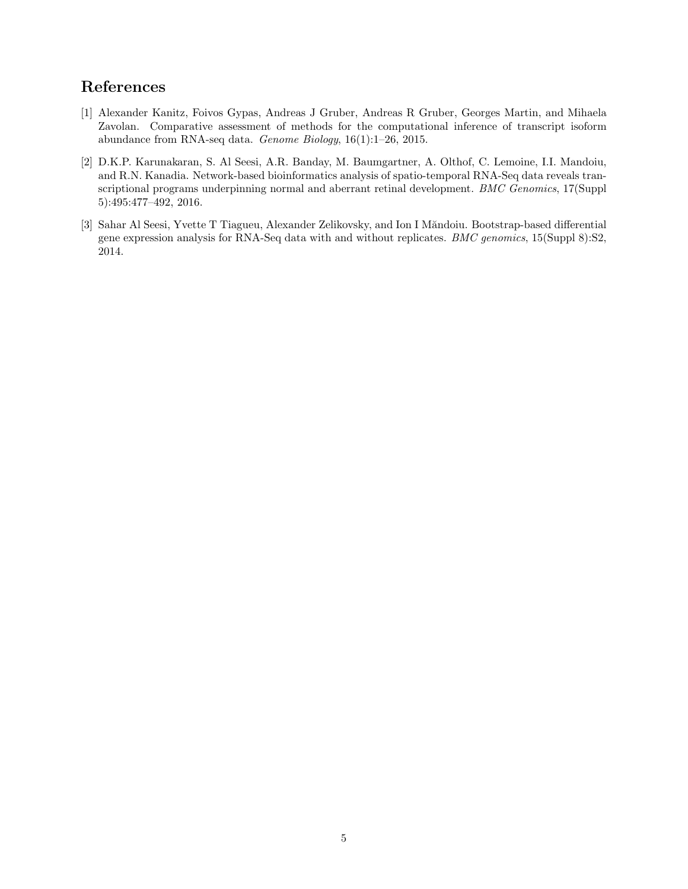## References

[1] Alexander Kanitz, Foivos Gypas, Andreas J Gruber, Andreas R Gruber, Georges Martin, and Mihaela Zavolan. Comparative assessment of methods for the computational inference of transcript isoform abundance from RNA-seq data. *Genome Biology*, 16(1):1–26, 2015.

[2] D.K.P. Karunakaran, S. Al Seesi, A.R. Banday, M. Baumgartner, A. Olthof, C. Lemoine, I.I. Mandoiu, and R.N. Kanadia. Network-based bioinformatics analysis of spatio-temporal RNA-Seq data reveals transcriptional programs underpinning normal and aberrant retinal development. *BMC Genomics*, 17(Suppl 5):495:477–492, 2016.

[3] Sahar Al Seesi, Yvette T Tiagueu, Alexander Zelikovsky, and Ion I Măndoiu. Bootstrap-based differential gene expression analysis for RNA-Seq data with and without replicates. *BMC genomics*, 15(Suppl 8):S2, 2014.